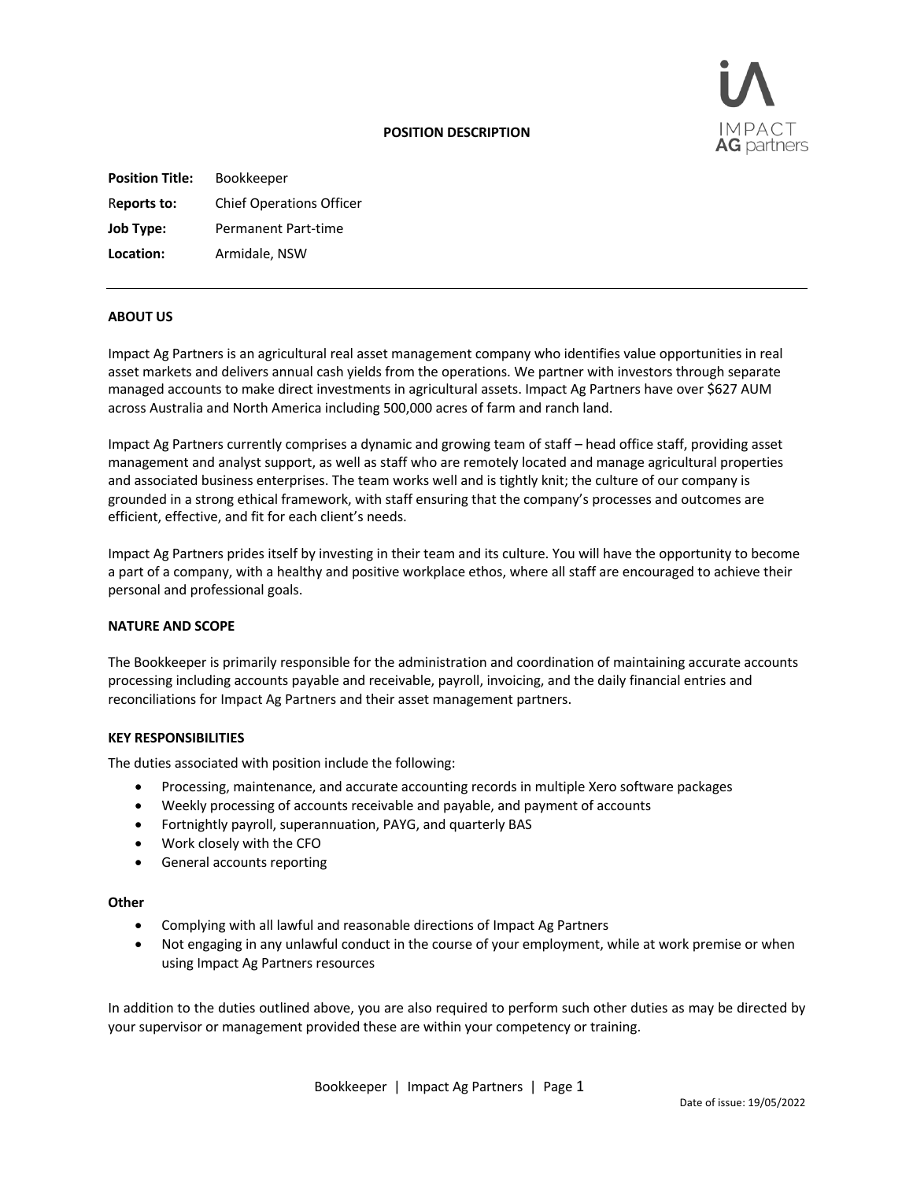# POSITION DESCRIPTION

**Position Title:** Bookkeeper

R**eports to:** Chief Operations Officer

**Job Type:** Permanent Part-time

**Location:** Armidale, NSW

---

## ABOUT US

Impact Ag Partners is an agricultural real asset management company who identifies value opportunities in real asset markets and delivers annual cash yields from the operations. We partner with investors through separate managed accounts to make direct investments in agricultural assets. Impact Ag Partners have over $627 AUM across Australia and North America including 500,000 acres of farm and ranch land.

Impact Ag Partners currently comprises a dynamic and growing team of staff – head office staff, providing asset management and analyst support, as well as staff who are remotely located and manage agricultural properties and associated business enterprises. The team works well and is tightly knit; the culture of our company is grounded in a strong ethical framework, with staff ensuring that the company's processes and outcomes are efficient, effective, and fit for each client's needs.

Impact Ag Partners prides itself by investing in their team and its culture. You will have the opportunity to become a part of a company, with a healthy and positive workplace ethos, where all staff are encouraged to achieve their personal and professional goals.

## NATURE AND SCOPE

The Bookkeeper is primarily responsible for the administration and coordination of maintaining accurate accounts processing including accounts payable and receivable, payroll, invoicing, and the daily financial entries and reconciliations for Impact Ag Partners and their asset management partners.

## KEY RESPONSIBILITIES

The duties associated with position include the following:

- Processing, maintenance, and accurate accounting records in multiple Xero software packages
- Weekly processing of accounts receivable and payable, and payment of accounts
- Fortnightly payroll, superannuation, PAYG, and quarterly BAS
- Work closely with the CFO
- General accounts reporting

### Other

- Complying with all lawful and reasonable directions of Impact Ag Partners
- Not engaging in any unlawful conduct in the course of your employment, while at work premise or when using Impact Ag Partners resources

In addition to the duties outlined above, you are also required to perform such other duties as may be directed by your supervisor or management provided these are within your competency or training.

Date of issue: 19/05/2022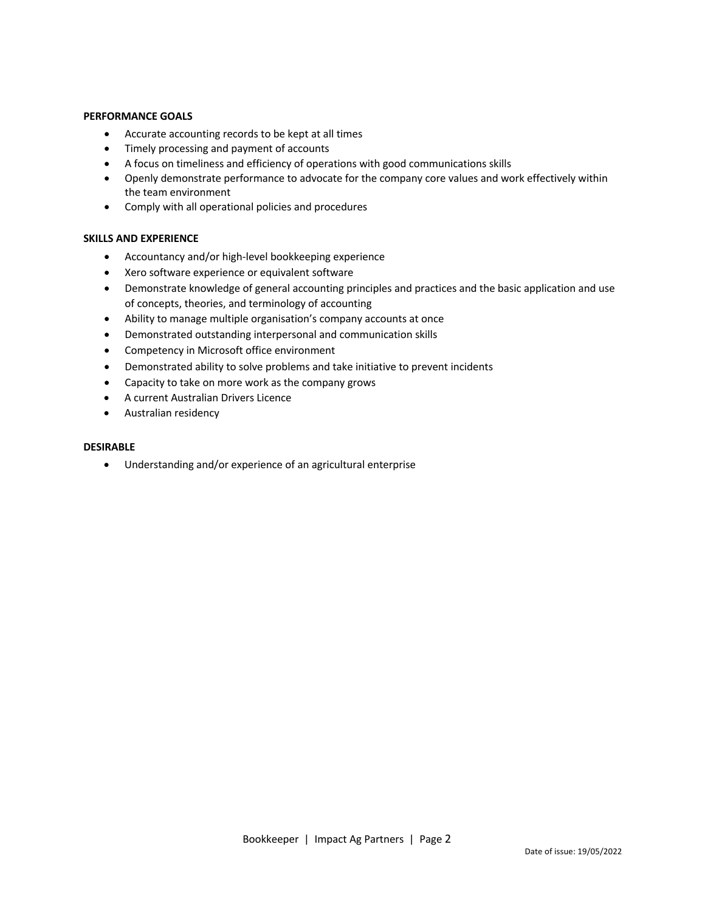**PERFORMANCE GOALS**

- Accurate accounting records to be kept at all times
- Timely processing and payment of accounts
- A focus on timeliness and efficiency of operations with good communications skills
- Openly demonstrate performance to advocate for the company core values and work effectively within the team environment
- Comply with all operational policies and procedures

**SKILLS AND EXPERIENCE**

- Accountancy and/or high-level bookkeeping experience
- Xero software experience or equivalent software
- Demonstrate knowledge of general accounting principles and practices and the basic application and use of concepts, theories, and terminology of accounting
- Ability to manage multiple organisation's company accounts at once
- Demonstrated outstanding interpersonal and communication skills
- Competency in Microsoft office environment
- Demonstrated ability to solve problems and take initiative to prevent incidents
- Capacity to take on more work as the company grows
- A current Australian Drivers Licence
- Australian residency

**DESIRABLE**

- Understanding and/or experience of an agricultural enterprise

Date of issue: 19/05/2022